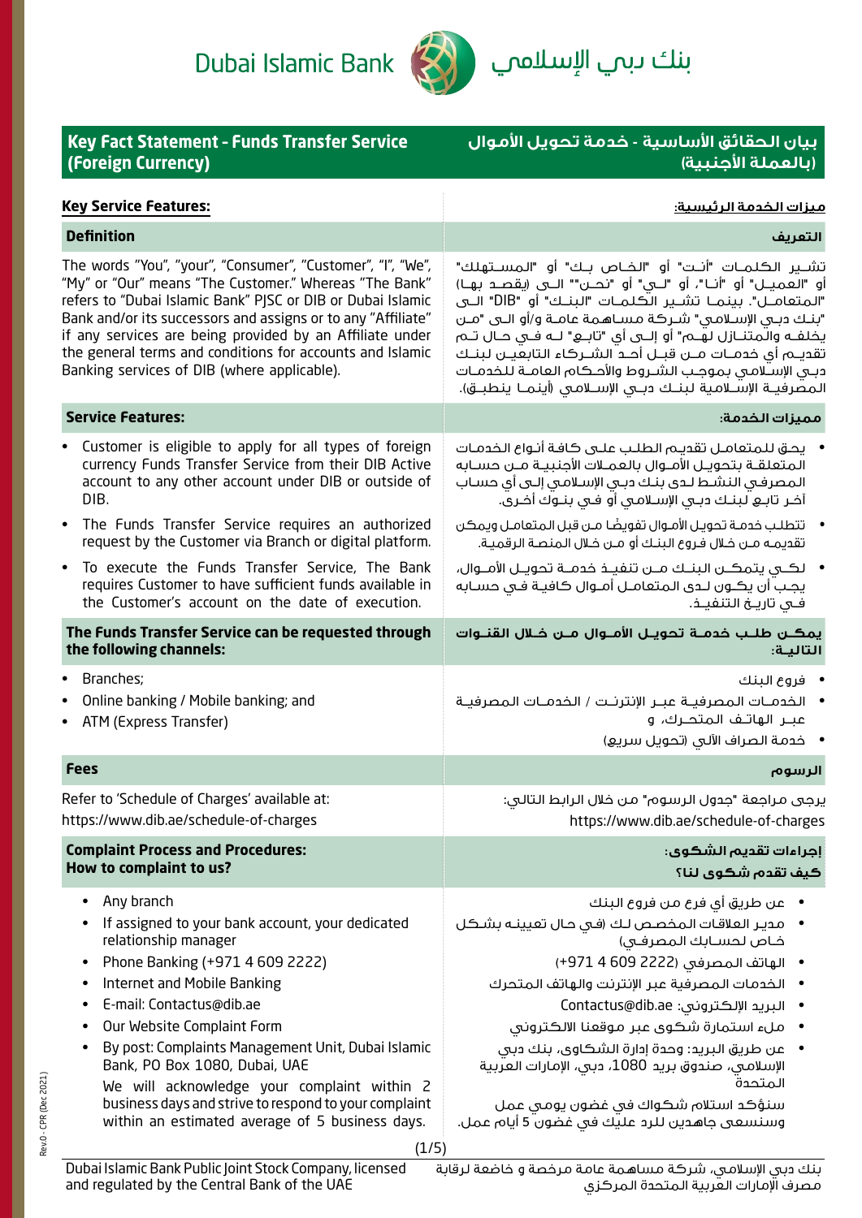Dubai Islamic Bank بنك دبي الإسلامي

# Key Fact Statement - Funds Transfer Service (Foreign Currency)

# بيان الحقائق الأساسية - خدمة تحويل الأموال (بالعملة الأجنبية)

## Key Service Features:

### Definition

The words "You", "your", "Consumer", "Customer", "I", "We", "My" or "Our" means "The Customer." Whereas "The Bank" refers to "Dubai Islamic Bank" PJSC or DIB or Dubai Islamic Bank and/or its successors and assigns or to any "Affiliate" if any services are being provided by an Affiliate under the general terms and conditions for accounts and Islamic Banking services of DIB (where applicable).

### Service Features:

- Customer is eligible to apply for all types of foreign currency Funds Transfer Service from their DIB Active account to any other account under DIB or outside of DIB.
- The Funds Transfer Service requires an authorized request by the Customer via Branch or digital platform.
- To execute the Funds Transfer Service, The Bank requires Customer to have sufficient funds available in the Customer's account on the date of execution.

### The Funds Transfer Service can be requested through the following channels:

- Branches;
- Online banking / Mobile banking; and
- ATM (Express Transfer)

### Fees

Refer to 'Schedule of Charges' available at:
https://www.dib.ae/schedule-of-charges

### Complaint Process and Procedures:
### How to complaint to us?

- Any branch
- If assigned to your bank account, your dedicated relationship manager
- Phone Banking (+971 4 609 2222)
- Internet and Mobile Banking
- E-mail: Contactus@dib.ae
- Our Website Complaint Form
- By post: Complaints Management Unit, Dubai Islamic Bank, PO Box 1080, Dubai, UAE

  We will acknowledge your complaint within 2 business days and strive to respond to your complaint within an estimated average of 5 business days.

## ميزات الخدمة الرئيسية:

### التعريف

تشير الكلمات "أنت" أو "الخاص بك" أو "المستهلك" أو "العميل" أو "أنا"، أو "لي" أو "نحن"" الى (يقصد بها "المتعامل". بينما تشير الكلمات "البنك" أو "DIB" الى "بنك دبي الإسلامي" شركة مساهمة عامة و/أو الى "من يخلفه والمتنازل لهم" أو إلى أي "تابع" له في حال تم تقديم أي خدمات من قبل أحد الشركاء التابعين لبنك دبي الإسلامي بموجب الشروط والأحكام العامة للخدمات المصرفية الإسلامية لبنك دبي الإسلامي (أينما ينطبق).

### مميزات الخدمة:

- يحق للمتعامل تقديم الطلب على كافة أنواع الخدمات المتعلقة بتحويل الأموال بالعملات الأجنبية من حسابه المصرفي النشط لدى بنك دبي الإسلامي إلى أي حساب آخر تابع لبنك دبي الإسلامي أو في بنوك أخرى.
- تتطلب خدمة تحويل الأموال تفويضًا من قبل المتعامل ويمكن تقديمه من خلال فروع البنك أو من خلال المنصة الرقمية.
- لكي يتمكن البنك من تنفيذ خدمة تحويل الأموال، يجب أن يكون لدى المتعامل أموال كافية في حسابه في تاريخ التنفيذ.

### يمكن طلب خدمة تحويل الأموال من خلال القنوات التالية:

- فروع البنك
- الخدمات المصرفية عبر الإنترنت / الخدمات المصرفية عبر الهاتف المتحرك، و
- خدمة الصراف الآلي (تحويل سريع)

### الرسوم

يرجى مراجعة "جدول الرسوم" من خلال الرابط التالي:
https://www.dib.ae/schedule-of-charges

### إجراءات تقديم الشكوى:
### كيف تقدم شكوى لنا؟

- عن طريق أي فرع من فروع البنك
- مدير العلاقات المخصص لك (في حال تعيينه بشكل خاص لحسابك المصرفي)
- الهاتف المصرفي (2222 609 4 971+)
- الخدمات المصرفية عبر الإنترنت والهاتف المتحرك
- البريد الإلكتروني: Contactus@dib.ae
- ملء استمارة شكوى عبر موقعنا الالكتروني
- عن طريق البريد: وحدة إدارة الشكاوى، بنك دبي الإسلامي، صندوق بريد 1080، دبي، الإمارات العربية المتحدة

  سنؤكد استلام شكواك في غضون يومي عمل وسنسعى جاهدين للرد عليك في غضون 5 أيام عمل.

Dubai Islamic Bank Public Joint Stock Company, licensed and regulated by the Central Bank of the UAE

بنك دبي الإسلامي، شركة مساهمة عامة مرخصة و خاضعة لرقابة مصرف الإمارات العربية المتحدة المركزي

Rev.0 - CPR (Dec 2021)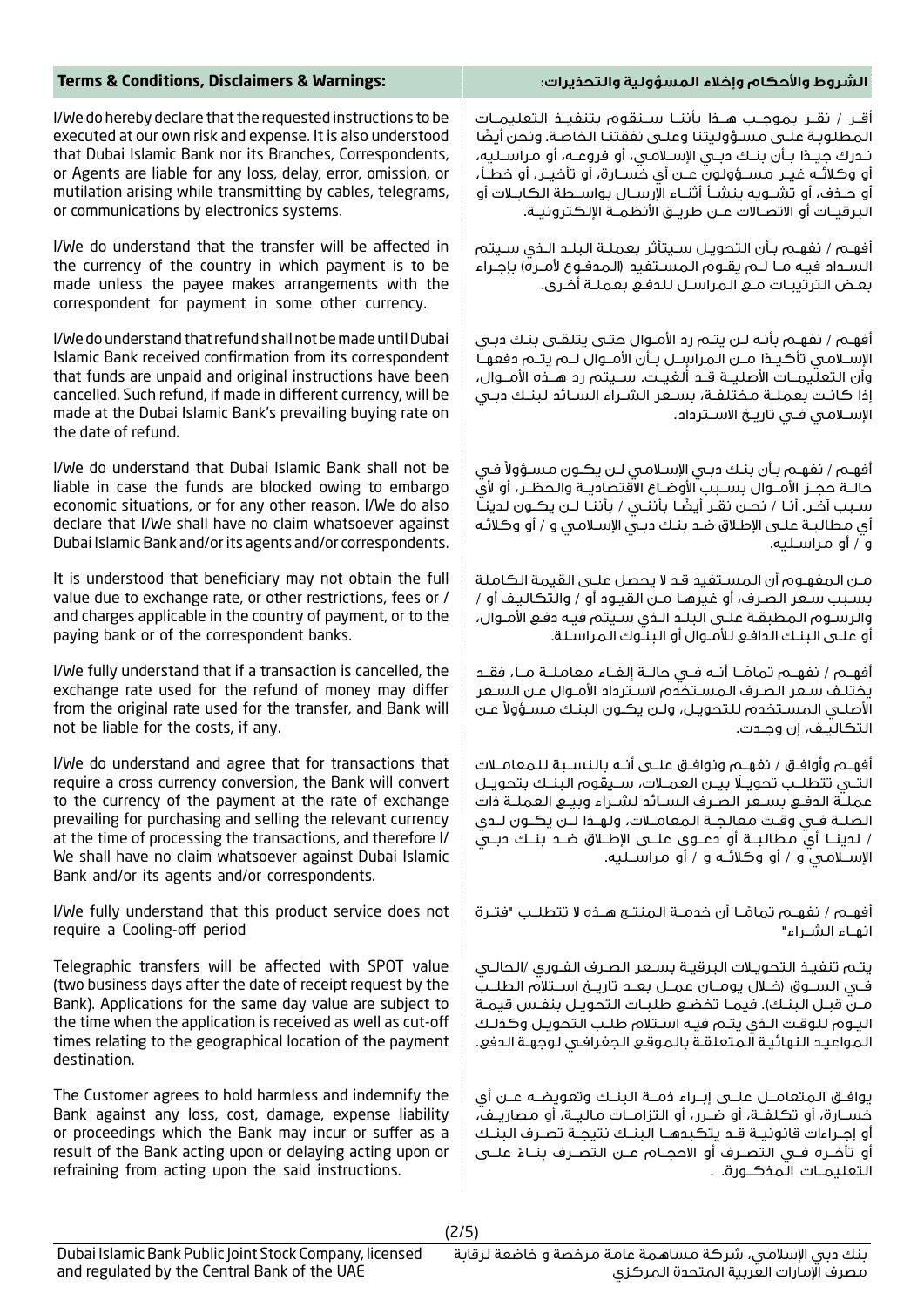## Terms & Conditions, Disclaimers & Warnings:

I/We do hereby declare that the requested instructions to be executed at our own risk and expense. It is also understood that Dubai Islamic Bank nor its Branches, Correspondents, or Agents are liable for any loss, delay, error, omission, or mutilation arising while transmitting by cables, telegrams, or communications by electronics systems.

I/We do understand that the transfer will be affected in the currency of the country in which payment is to be made unless the payee makes arrangements with the correspondent for payment in some other currency.

I/We do understand that refund shall not be made until Dubai Islamic Bank received confirmation from its correspondent that funds are unpaid and original instructions have been cancelled. Such refund, if made in different currency, will be made at the Dubai Islamic Bank's prevailing buying rate on the date of refund.

I/We do understand that Dubai Islamic Bank shall not be liable in case the funds are blocked owing to embargo economic situations, or for any other reason. I/We do also declare that I/We shall have no claim whatsoever against Dubai Islamic Bank and/or its agents and/or correspondents.

It is understood that beneficiary may not obtain the full value due to exchange rate, or other restrictions, fees or / and charges applicable in the country of payment, or to the paying bank or of the correspondent banks.

I/We fully understand that if a transaction is cancelled, the exchange rate used for the refund of money may differ from the original rate used for the transfer, and Bank will not be liable for the costs, if any.

I/We do understand and agree that for transactions that require a cross currency conversion, the Bank will convert to the currency of the payment at the rate of exchange prevailing for purchasing and selling the relevant currency at the time of processing the transactions, and therefore I/We shall have no claim whatsoever against Dubai Islamic Bank and/or its agents and/or correspondents.

I/We fully understand that this product service does not require a Cooling-off period

Telegraphic transfers will be affected with SPOT value (two business days after the date of receipt request by the Bank). Applications for the same day value are subject to the time when the application is received as well as cut-off times relating to the geographical location of the payment destination.

The Customer agrees to hold harmless and indemnify the Bank against any loss, cost, damage, expense liability or proceedings which the Bank may incur or suffer as a result of the Bank acting upon or delaying acting upon or refraining from acting upon the said instructions.

## الشروط والأحكام وإخلاء المسؤولية والتحذيرات:

أقر / نقر بموجب هذا بأننا سنقوم بتنفيذ التعليمات المطلوبة على مسؤوليتنا وعلى نفقتنا الخاصة. ونحن أيضًا ندرك جيدًا بأن بنك دبي الإسلامي، أو فروعه، أو مراسليه، أو وكلائه غير مسؤولون عن أي خسارة، أو تأخير، أو خطأ، أو حذف، أو تشويه ينشأ أثناء الإرسال بواسطة الكابلات أو البرقيات أو الاتصالات عن طريق الأنظمة الإلكترونية.

أفهم / نفهم بأن التحويل سيتأثر بعملة البلد الذي سيتم السداد فيه ما لم يقوم المستفيد (المدفوع لأمره) بإجراء بعض الترتيبات مع المراسل للدفع بعملة أخرى.

أفهم / نفهم بأنه لن يتم رد الأموال حتى يتلقى بنك دبي الإسلامي تأكيدًا من المراسل بأن الأموال لم يتم دفعها وأن التعليمات الأصلية قد أُلغيت. سيتم رد هذه الأموال، إذا كانت بعملة مختلفة، بسعر الشراء السائد لبنك دبي الإسلامي في تاريخ الاسترداد.

أفهم / نفهم بأن بنك دبي الإسلامي لن يكون مسؤولاً في حالة حجز الأموال بسبب الأوضاع الاقتصادية والحظر، أو لأي سبب آخر. أنا / نحن نقر أيضًا بأنني / بأننا لن يكون لدينا أي مطالبة على الإطلاق ضد بنك دبي الإسلامي و / أو وكلائه و / أو مراسليه.

من المفهوم أن المستفيد قد لا يحصل على القيمة الكاملة بسبب سعر الصرف، أو غيرها من القيود أو / والتكاليف أو / والرسوم المطبقة على البلد الذي سيتم فيه دفع الأموال، أو على البنك الدافع للأموال أو البنوك المراسلة.

أفهم / نفهم تمامًا أنه في حالة إلغاء معاملة ما، فقد يختلف سعر الصرف المستخدم لاسترداد الأموال عن السعر الأصلي المستخدم للتحويل، ولن يكون البنك مسؤولاً عن التكاليف، إن وجدت.

أفهم وأوافق / نفهم ونوافق على أنه بالنسبة للمعاملات التي تتطلب تحويلًا بين العملات، سيقوم البنك بتحويل عملة الدفع بسعر الصرف السائد لشراء وبيع العملة ذات الصلة في وقت معالجة المعاملات، ولهذا لن يكون لدي / لدينا أي مطالبة أو دعوى على الإطلاق ضد بنك دبي الإسلامي و / أو وكلائه و / أو مراسليه.

أفهم / نفهم تمامًا أن خدمة المنتج هذه لا تتطلب "فترة انهاء الشراء"

يتم تنفيذ التحويلات البرقية بسعر الصرف الفوري /الحالي في السوق (خلال يومان عمل بعد تاريخ استلام الطلب من قبل البنك). فيما تخضع طلبات التحويل بنفس قيمة اليوم للوقت الذي يتم فيه استلام طلب التحويل وكذلك المواعيد النهائية المتعلقة بالموقع الجغرافي لوجهة الدفع.

يوافق المتعامل على إبراء ذمة البنك وتعويضه عن أي خسارة، أو تكلفة، أو ضرر، أو التزامات مالية، أو مصاريف، أو إجراءات قانونية قد يتكبدها البنك نتيجة تصرف البنك أو تأخره في التصرف أو الاحجام عن التصرف بناءً على التعليمات المذكورة. .

Dubai Islamic Bank Public Joint Stock Company, licensed and regulated by the Central Bank of the UAE

بنك دبي الإسلامي، شركة مساهمة عامة مرخصة و خاضعة لرقابة مصرف الإمارات العربية المتحدة المركزي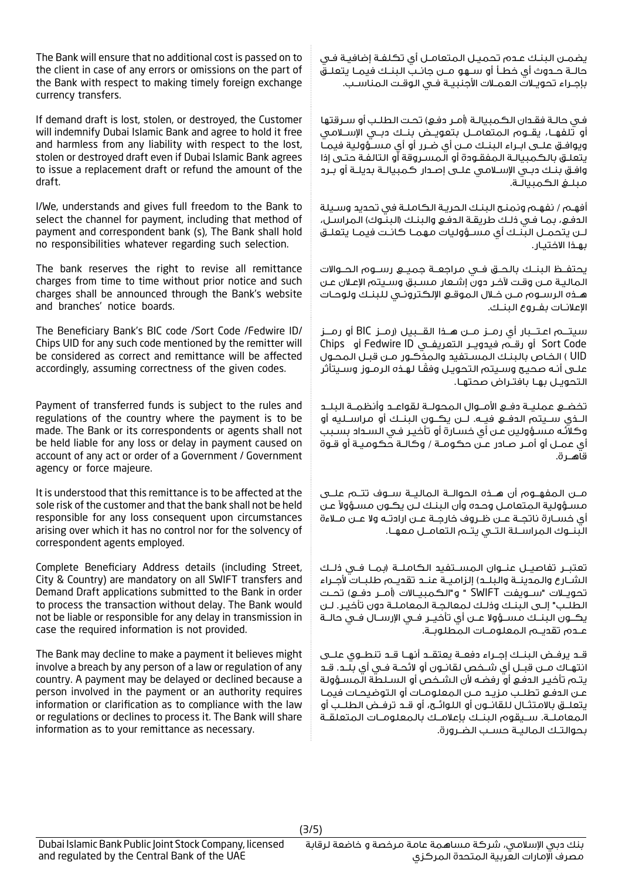The Bank will ensure that no additional cost is passed on to the client in case of any errors or omissions on the part of the Bank with respect to making timely foreign exchange currency transfers.

يضمـن البنـك عـدم تحميـل المتعامـل أي تكلفـة إضافيـة فـي حالـة حـدوث أي خطـأ أو سـهو مـن جانـب البنـك فيمـا يتعلـق بإجـراء تحويـلات العمـلات الأجنبيـة فـي الوقـت المناسـب.

If demand draft is lost, stolen, or destroyed, the Customer will indemnify Dubai Islamic Bank and agree to hold it free and harmless from any liability with respect to the lost, stolen or destroyed draft even if Dubai Islamic Bank agrees to issue a replacement draft or refund the amount of the draft.

فـي حالـة فقـدان الكمبيالـة (أمـر دفـع) تحـت الطلـب أو سـرقتها أو تلفهـا، يقـوم المتعامـل بتعويـض بنـك دبـي الإسـلامي ويوافـق علـى ابـراء البنـك مـن أي ضـرر أو أي مسـؤولية فيمـا يتعلـق بالكمبيالـة المفقـودة أو المسـروقة أو التالفـة حتـى إذا وافـق بنـك دبـي الإسـلامي علـى إصـدار كمبيالـة بديلـة أو بـرد مبلـغ الكمبيالـة.

I/We, understands and gives full freedom to the Bank to select the channel for payment, including that method of payment and correspondent bank (s), The Bank shall hold no responsibilities whatever regarding such selection.

أفهـم / نفهـم ونمنـح البنـك الحريـة الكاملـة في تحديد وسـيلة الدفـع، بمـا فـي ذلـك طريقـة الدفـع والبنـك (البنـوك) المراسـل، لـن يتحمـل البنـك أي مسـؤوليات مهمـا كانـت فيمـا يتعلـق بهـذا الاختيـار.

The bank reserves the right to revise all remittance charges from time to time without prior notice and such charges shall be announced through the Bank's website and branches' notice boards.

يحتفـظ البنـك بالحـق فـي مراجعـة جميـع رسـوم الحـوالات الماليـة مـن وقت لآخـر دون إشـعار مسـبق وسـيتم الإعلان عـن هـذه الرسـوم مـن خـلال الموقـع الإلكترونـي للبنـك ولوحـات الإعلانـات بفـروع البنـك.

The Beneficiary Bank's BIC code /Sort Code /Fedwire ID/ Chips UID for any such code mentioned by the remitter will be considered as correct and remittance will be affected accordingly, assuming correctness of the given codes.

سيتـم اعتـبار أي رمـز مـن هـذا القـبيل (رمـز BIC أو رمـز Sort Code أو رقـم فيدويـر التعريفـي Fedwire ID أو Chips UID ) الخاص بالبنـك المسـتفيد والمذكـور مـن قبـل المحـول علـى أنـه صحيح وسـيتم التحويـل وفقًا لهـذه الرمـوز وسـيتأثر التحويـل بهـا بافتـراض صحتهـا.

Payment of transferred funds is subject to the rules and regulations of the country where the payment is to be made. The Bank or its correspondents or agents shall not be held liable for any loss or delay in payment caused on account of any act or order of a Government / Government agency or force majeure.

تخضـع عمليـة دفـع الأمـوال المحولـة لقواعـد وأنظمـة البلـد الـذي سـيتم الدفـع فيـه. لـن يكـون البنـك أو مراسـليه أو وكلائـه مسـؤولين عـن أي خسـارة أو تأخيـر فـي السـداد بسـبب أي عمـل أو أمـر صـادر عـن حكومـة / وكالـة حكوميـة أو قـوة قاهـرة.

It is understood that this remittance is to be affected at the sole risk of the customer and that the bank shall not be held responsible for any loss consequent upon circumstances arising over which it has no control nor for the solvency of correspondent agents employed.

مـن المفهـوم أن هـذه الحوالـة الماليـة سـوف تتـم علـى مسـؤولية المتعامـل وحـده وأن البنـك لـن يكـون مسـؤولاً عـن أي خسـارة ناتجـة عـن ظـروف خارجـة عـن ارادتـه ولا عـن مـلاءة البنـوك المراسـلة التـي يتـم التعامـل معهـا.

Complete Beneficiary Address details (including Street, City & Country) are mandatory on all SWIFT transfers and Demand Draft applications submitted to the Bank in order to process the transaction without delay. The Bank would not be liable or responsible for any delay in transmission in case the required information is not provided.

تعتبـر تفاصيـل عنـوان المسـتفيد الكاملـة (بمـا فـي ذلـك الشـارع والمدينـة والبلـد) إلزاميـة عنـد تقديـم طلبـات لأجـراء تحويـلات "سـويفت SWIFT " و"الكمبيـالات (أمـر دفـع) تحـت الطلـب" إلـى البنـك وذلـك لمعالجـة المعاملـة دون تأخيـر. لـن يكـون البنـك مسـؤولا عـن أي تأخيـر فـي الإرسـال فـي حالـة عـدم تقديـم المعلومـات المطلوبـة.

The Bank may decline to make a payment it believes might involve a breach by any person of a law or regulation of any country. A payment may be delayed or declined because a person involved in the payment or an authority requires information or clarification as to compliance with the law or regulations or declines to process it. The Bank will share information as to your remittance as necessary.

قـد يرفـض البنـك إجـراء دفعـة يعتقـد أنهـا قـد تنطـوي علـى انتهـاك مـن قبـل أي شـخص لقانـون أو لائحـة فـي أي بلـد. قـد يتـم تأخيـر الدفـع أو رفضـه لأن الشـخص أو السـلطة المسـؤولة عـن الدفـع تطلـب مزيـد مـن المعلومـات أو التوضيحـات فيمـا يتعلـق بالامتثـال للقانـون أو اللوائـح، أو قـد ترفـض الطلـب أو المعاملـة. سـيقوم البنـك بإعلامـك بالمعلومـات المتعلقـة بحوالتـك الماليـة حسـب الضـرورة.

Dubai Islamic Bank Public Joint Stock Company, licensed and regulated by the Central Bank of the UAE

بنك دبي الإسلامي، شركة مساهمة عامة مرخصة و خاضعة لرقابة مصرف الإمارات العربية المتحدة المركزي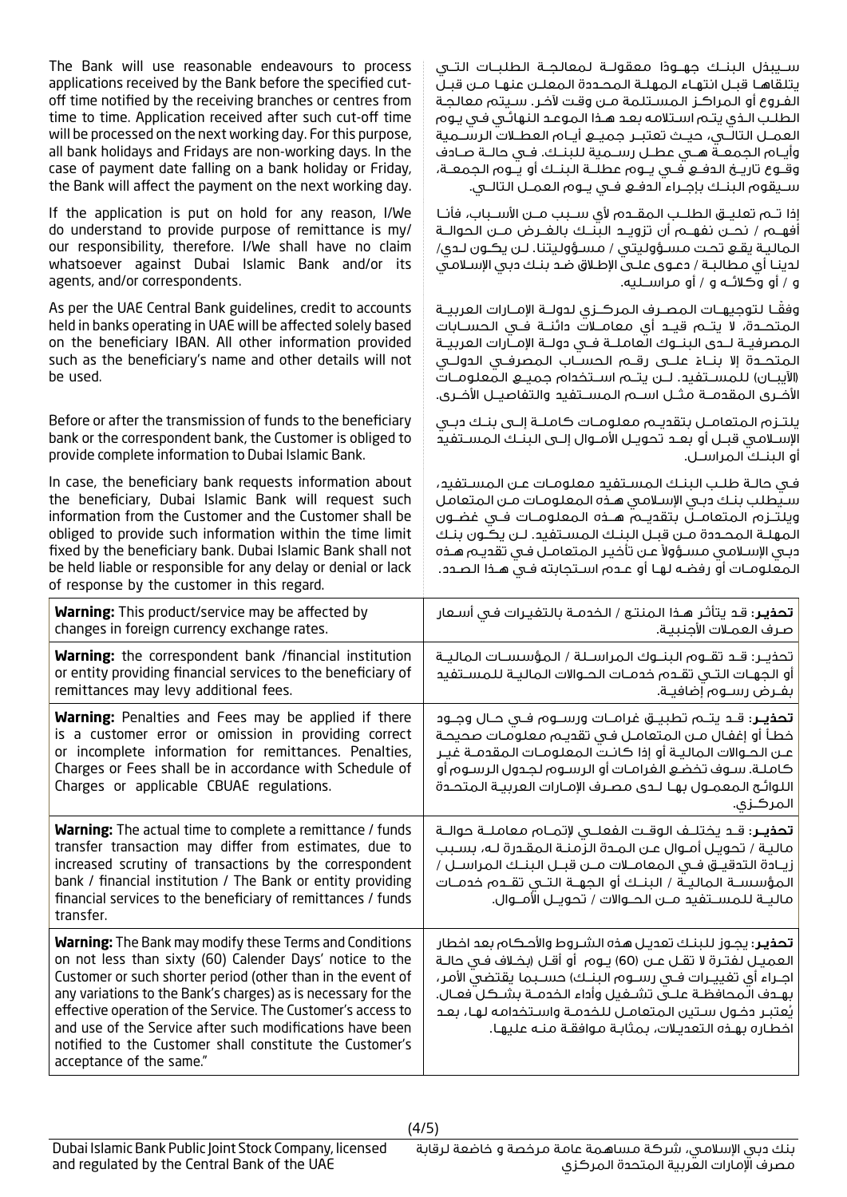The Bank will use reasonable endeavours to process applications received by the Bank before the specified cut-off time notified by the receiving branches or centres from time to time. Application received after such cut-off time will be processed on the next working day. For this purpose, all bank holidays and Fridays are non-working days. In the case of payment date falling on a bank holiday or Friday, the Bank will affect the payment on the next working day.

سيبذل البنك جهوداً معقولة لمعالجة الطلبات التي يتلقاها قبل انتهاء المهلة المحددة المعلن عنها من قبل الفروع أو المراكز المستلمة من وقت لآخر. سيتم معالجة الطلب الذي يتم استلامه بعد هذا الموعد النهائي في يوم العمل التالي، حيث تعتبر جميع أيام العطلات الرسمية وأيام الجمعة هي عطل رسمية للبنك. في حالة صادف وقوع تاريخ الدفع في يوم عطلة البنك أو يوم الجمعة، سيقوم البنك بإجراء الدفع في يوم العمل التالي.

If the application is put on hold for any reason, I/We do understand to provide purpose of remittance is my/our responsibility, therefore. I/We shall have no claim whatsoever against Dubai Islamic Bank and/or its agents, and/or correspondents.

إذا تم تعليق الطلب المقدم لأي سبب من الأسباب، فأنا أفهم / نحن نفهم أن تزويد البنك بالغرض من الحوالة المالية يقع تحت مسؤوليتي / مسؤوليتنا. لن يكون لدي/ لدينا أي مطالبة / دعوى على الإطلاق ضد بنك دبي الإسلامي و / أو وكلائه و / أو مراسليه.

As per the UAE Central Bank guidelines, credit to accounts held in banks operating in UAE will be affected solely based on the beneficiary IBAN. All other information provided such as the beneficiary's name and other details will not be used.

وفقًا لتوجيهات المصرف المركزي لدولة الإمارات العربية المتحدة، لا يتم قيد أي معاملات دائنة في الحسابات المصرفية لدى البنوك العاملة في دولة الإمارات العربية المتحدة إلا بناءً على رقم الحساب المصرفي الدولي (الأيبان) للمستفيد. لن يتم استخدام جميع المعلومات الأخرى المقدمة مثل اسم المستفيد والتفاصيل الأخرى.

Before or after the transmission of funds to the beneficiary bank or the correspondent bank, the Customer is obliged to provide complete information to Dubai Islamic Bank.

يلتزم المتعامل بتقديم معلومات كاملة إلى بنك دبي الإسلامي قبل أو بعد تحويل الأموال إلى البنك المستفيد أو البنك المراسل.

In case, the beneficiary bank requests information about the beneficiary, Dubai Islamic Bank will request such information from the Customer and the Customer shall be obliged to provide such information within the time limit fixed by the beneficiary bank. Dubai Islamic Bank shall not be held liable or responsible for any delay or denial or lack of response by the customer in this regard.

في حالة طلب البنك المستفيد معلومات عن المستفيد، سيطلب بنك دبي الإسلامي هذه المعلومات من المتعامل ويلتزم المتعامل بتقديم هذه المعلومات في غضون المهلة المحددة من قبل البنك المستفيد. لن يكون بنك دبي الإسلامي مسؤولاً عن تأخير المتعامل في تقديم هذه المعلومات أو رفضه لها أو عدم استجابته في هذا الصدد.

| | |
|---|---|
| **Warning:** This product/service may be affected by changes in foreign currency exchange rates. | **تحذير**: قد يتأثر هذا المنتج / الخدمة بالتغيرات في أسعار صرف العملات الأجنبية. |
| **Warning:** the correspondent bank /financial institution or entity providing financial services to the beneficiary of remittances may levy additional fees. | تحذير: قد تقوم البنوك المراسلة / المؤسسات المالية أو الجهات التي تقدم خدمات الحوالات المالية للمستفيد بفرض رسوم إضافية. |
| **Warning:** Penalties and Fees may be applied if there is a customer error or omission in providing correct or incomplete information for remittances. Penalties, Charges or Fees shall be in accordance with Schedule of Charges or applicable CBUAE regulations. | **تحذير**: قد يتم تطبيق غرامات ورسوم في حال وجود خطأ أو إغفال من المتعامل في تقديم معلومات صحيحة عن الحوالات المالية أو إذا كانت المعلومات المقدمة غير كاملة. سوف تخضع الغرامات أو الرسوم لجدول الرسوم أو اللوائح المعمول بها لدى مصرف الإمارات العربية المتحدة المركزي. |
| **Warning:** The actual time to complete a remittance / funds transfer transaction may differ from estimates, due to increased scrutiny of transactions by the correspondent bank / financial institution / The Bank or entity providing financial services to the beneficiary of remittances / funds transfer. | **تحذير**: قد يختلف الوقت الفعلي لإتمام معاملة حوالة مالية / تحويل أموال عن المدة الزمنية المقدرة له، بسبب زيادة التدقيق في المعاملات من قبل البنك المراسل / المؤسسة المالية / البنك أو الجهة التي تقدم خدمات مالية للمستفيد من الحوالات / تحويل الأموال. |
| **Warning:** The Bank may modify these Terms and Conditions on not less than sixty (60) Calender Days' notice to the Customer or such shorter period (other than in the event of any variations to the Bank's charges) as is necessary for the effective operation of the Service. The Customer's access to and use of the Service after such modifications have been notified to the Customer shall constitute the Customer's acceptance of the same." | **تحذير**: يجوز للبنك تعديل هذه الشروط والأحكام بعد اخطار العميل لفترة لا تقل عن (60) يوم أو أقل (بخلاف في حالة اجراء أي تغييرات في رسوم البنك) حسبما يقتضي الأمر، بهدف المحافظة على تشغيل وأداء الخدمة بشكل فعال. يُعتبر دخول المتعامل للخدمة واستخدامه لها، بعد اخطاره بهذه التعديلات، بمثابة موافقة منه عليها. |

Dubai Islamic Bank Public Joint Stock Company, licensed and regulated by the Central Bank of the UAE

بنك دبي الإسلامي، شركة مساهمة عامة مرخصة و خاضعة لرقابة مصرف الإمارات العربية المتحدة المركزي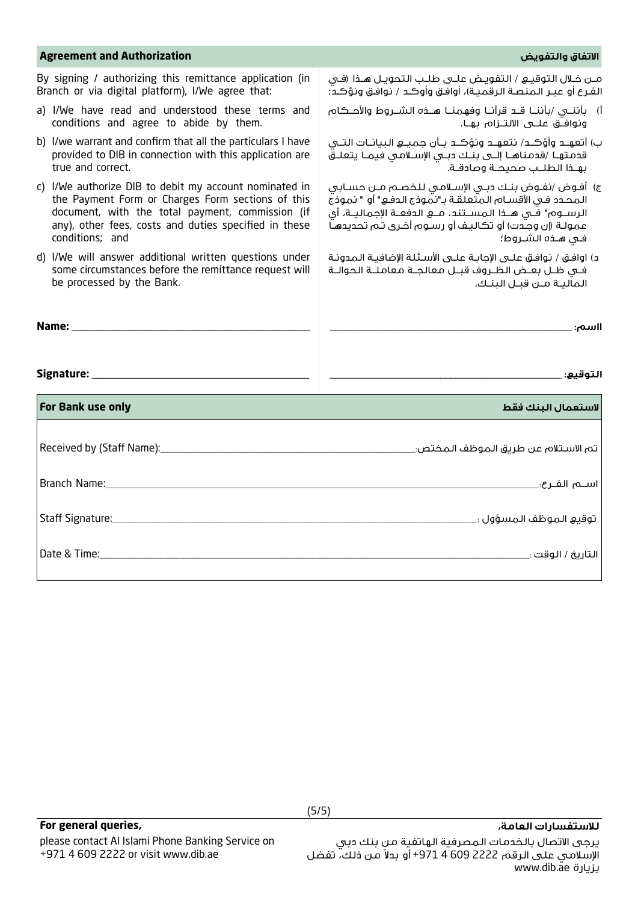## Agreement and Authorization

## الاتفاق والتفويض

By signing / authorizing this remittance application (in Branch or via digital platform), I/We agree that:

a) I/We have read and understood these terms and conditions and agree to abide by them.

b) I/we warrant and confirm that all the particulars I have provided to DIB in connection with this application are true and correct.

c) I/We authorize DIB to debit my account nominated in the Payment Form or Charges Form sections of this document, with the total payment, commission (if any), other fees, costs and duties specified in these conditions; and

d) I/We will answer additional written questions under some circumstances before the remittance request will be processed by the Bank.

مـن خـلال التوقيـع / التفويـض علـى طلـب التحويـل هـذا (فـي الفرع أو عبـر المنصـة الرقميـة)، أوافق وأوكـد / نوافـق ونؤكـد:

أ) بأننــي /بأننـا قـد قرأنـا وفهمنـا هـذه الشـروط والأحـكام ونوافـق علـى الالتـزام بهـا.

ب) أتعهـد وأؤكـد/ نتعهـد ونؤكـد بـأن جميـع البيانـات التـي قدمتهـا /قدمناهـا إلـى بنـك دبـي الإسـلامي فيمـا يتعلـق بهـذا الطلـب صحيحـة وصادقـة.

ج) أفـوض /نفـوض بنـك دبـي الإسـلامي للخصـم مـن حسـابي المحـدد في الأقسـام المتعلقـة بـ"نموذج الدفع" أو " نموذج الرســوم" فــي هــذا المســتند، مــع الدفعــة الإجماليــة، أي عمولـة (إن وجـدت) أو تكاليـف أو رسـوم أخـرى تـم تحديدهـا فـي هـذه الشـروط؛

د) اوافـق / نوافـق علـى الإجابـة علـى الأسـئلة الإضافيـة المدونـة فـي ظـل بعـض الظـروف قبـل معالجـة معاملـة الحوالـة الماليـة مـن قبـل البنـك.

**Name:** ______________________________ **الاسم:** ______________________________

**Signature:** ______________________________ **التوقيع:** ______________________________

## For Bank use only

## لاستعمال البنك فقط

Received by (Staff Name):______________________________ :تم الاستلام عن طريق الموظف المختص

Branch Name:______________________________ :اسـم الفـرع

Staff Signature:______________________________ : توقيع الموظف المسؤول

Date & Time:______________________________ : التاريخ / الوقت

**For general queries,**

please contact Al Islami Phone Banking Service on +971 4 609 2222 or visit www.dib.ae

**للاستفسارات العامة،**

يرجى الاتصال بالخدمات المصرفية الهاتفية من بنك دبي الإسلامي على الرقم 2222 609 4 971+ أو بدلاً من ذلك، تفضل بزيارة www.dib.ae